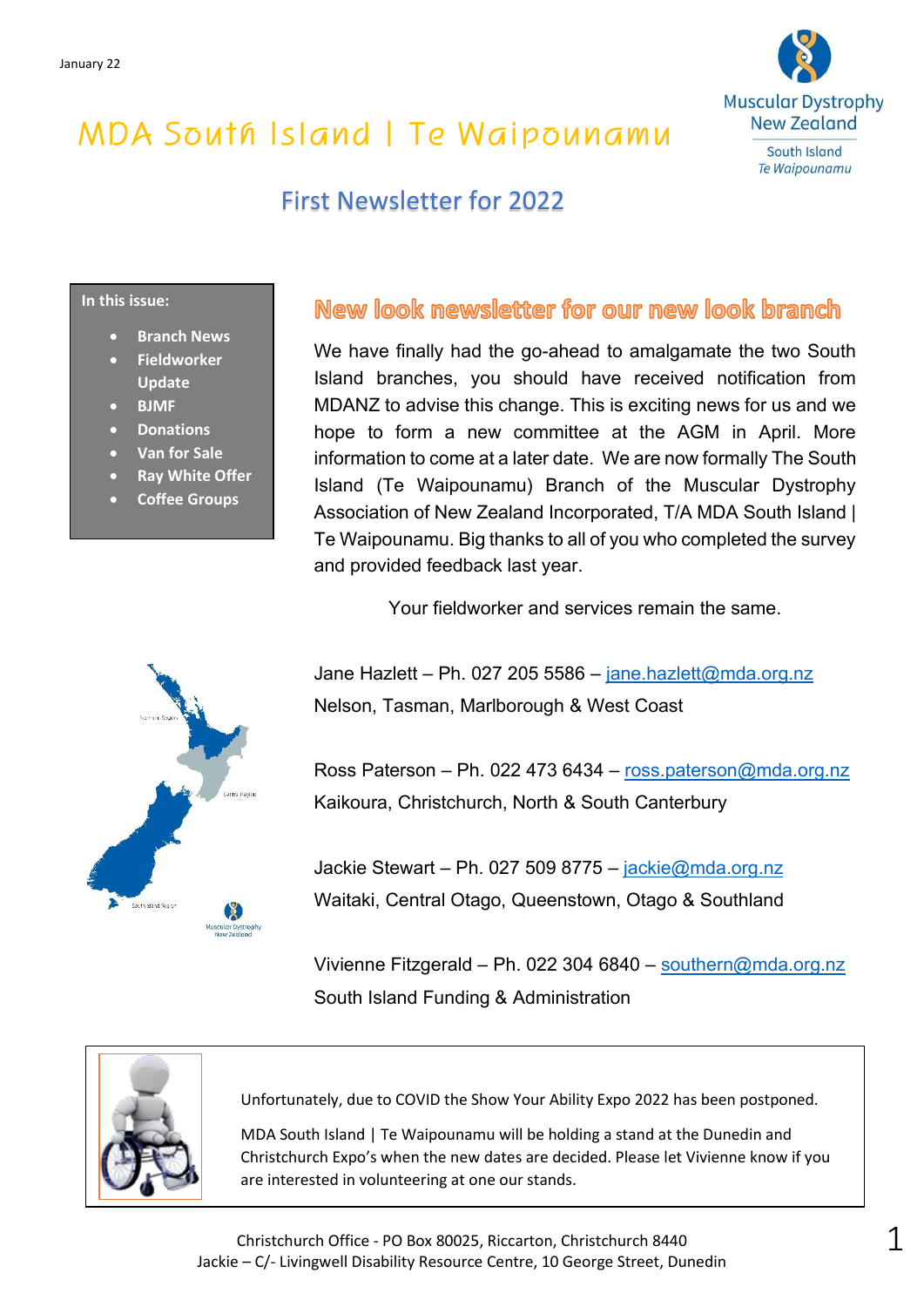January 22

# MDA South Island | Te Waipounamu

Muscular Dystrophy New Zealand
South Island
*Te Waipounamu*

## First Newsletter for 2022

**In this issue:**

- **Branch News**
- **Fieldworker Update**
- **BJMF**
- **Donations**
- **Van for Sale**
- **Ray White Offer**
- **Coffee Groups**

## New look newsletter for our new look branch

We have finally had the go-ahead to amalgamate the two South Island branches, you should have received notification from MDANZ to advise this change. This is exciting news for us and we hope to form a new committee at the AGM in April. More information to come at a later date. We are now formally The South Island (Te Waipounamu) Branch of the Muscular Dystrophy Association of New Zealand Incorporated, T/A MDA South Island | Te Waipounamu. Big thanks to all of you who completed the survey and provided feedback last year.

Your fieldworker and services remain the same.

Jane Hazlett – Ph. 027 205 5586 – jane.hazlett@mda.org.nz
Nelson, Tasman, Marlborough & West Coast

Ross Paterson – Ph. 022 473 6434 – ross.paterson@mda.org.nz
Kaikoura, Christchurch, North & South Canterbury

Jackie Stewart – Ph. 027 509 8775 – jackie@mda.org.nz
Waitaki, Central Otago, Queenstown, Otago & Southland

Vivienne Fitzgerald – Ph. 022 304 6840 – southern@mda.org.nz
South Island Funding & Administration

Unfortunately, due to COVID the Show Your Ability Expo 2022 has been postponed.

MDA South Island | Te Waipounamu will be holding a stand at the Dunedin and Christchurch Expo's when the new dates are decided. Please let Vivienne know if you are interested in volunteering at one our stands.

Christchurch Office - PO Box 80025, Riccarton, Christchurch 8440
Jackie – C/- Livingwell Disability Resource Centre, 10 George Street, Dunedin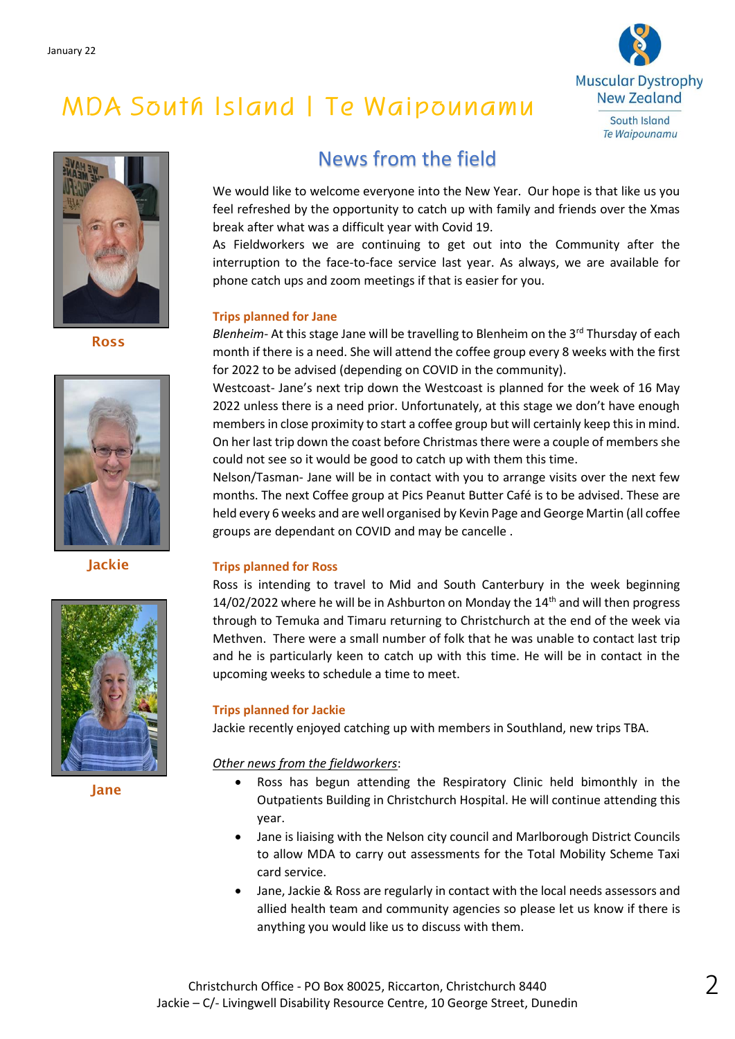January 22

# MDA South Island | Te Waipounamu

Muscular Dystrophy New Zealand
South Island
*Te Waipounamu*

Ross

Jackie

Jane

## News from the field

We would like to welcome everyone into the New Year. Our hope is that like us you feel refreshed by the opportunity to catch up with family and friends over the Xmas break after what was a difficult year with Covid 19.

As Fieldworkers we are continuing to get out into the Community after the interruption to the face-to-face service last year. As always, we are available for phone catch ups and zoom meetings if that is easier for you.

### Trips planned for Jane

*Blenheim*- At this stage Jane will be travelling to Blenheim on the 3rd Thursday of each month if there is a need. She will attend the coffee group every 8 weeks with the first for 2022 to be advised (depending on COVID in the community).

Westcoast- Jane's next trip down the Westcoast is planned for the week of 16 May 2022 unless there is a need prior. Unfortunately, at this stage we don't have enough members in close proximity to start a coffee group but will certainly keep this in mind. On her last trip down the coast before Christmas there were a couple of members she could not see so it would be good to catch up with them this time.

Nelson/Tasman- Jane will be in contact with you to arrange visits over the next few months. The next Coffee group at Pics Peanut Butter Café is to be advised. These are held every 6 weeks and are well organised by Kevin Page and George Martin (all coffee groups are dependant on COVID and may be cancelle .

### Trips planned for Ross

Ross is intending to travel to Mid and South Canterbury in the week beginning 14/02/2022 where he will be in Ashburton on Monday the 14th and will then progress through to Temuka and Timaru returning to Christchurch at the end of the week via Methven. There were a small number of folk that he was unable to contact last trip and he is particularly keen to catch up with this time. He will be in contact in the upcoming weeks to schedule a time to meet.

### Trips planned for Jackie

Jackie recently enjoyed catching up with members in Southland, new trips TBA.

*Other news from the fieldworkers*:

- Ross has begun attending the Respiratory Clinic held bimonthly in the Outpatients Building in Christchurch Hospital. He will continue attending this year.
- Jane is liaising with the Nelson city council and Marlborough District Councils to allow MDA to carry out assessments for the Total Mobility Scheme Taxi card service.
- Jane, Jackie & Ross are regularly in contact with the local needs assessors and allied health team and community agencies so please let us know if there is anything you would like us to discuss with them.

Christchurch Office - PO Box 80025, Riccarton, Christchurch 8440
Jackie – C/- Livingwell Disability Resource Centre, 10 George Street, Dunedin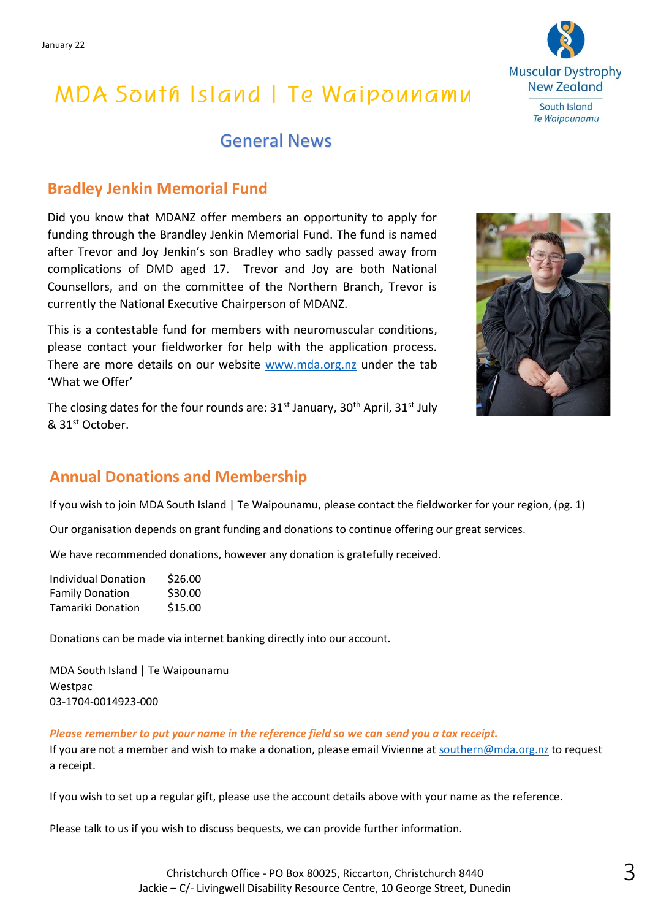# MDA South Island | Te Waipounamu

## General News

### Bradley Jenkin Memorial Fund

Did you know that MDANZ offer members an opportunity to apply for funding through the Brandley Jenkin Memorial Fund. The fund is named after Trevor and Joy Jenkin's son Bradley who sadly passed away from complications of DMD aged 17. Trevor and Joy are both National Counsellors, and on the committee of the Northern Branch, Trevor is currently the National Executive Chairperson of MDANZ.

This is a contestable fund for members with neuromuscular conditions, please contact your fieldworker for help with the application process. There are more details on our website www.mda.org.nz under the tab 'What we Offer'

The closing dates for the four rounds are: 31st January, 30th April, 31st July & 31st October.

### Annual Donations and Membership

If you wish to join MDA South Island | Te Waipounamu, please contact the fieldworker for your region, (pg. 1)

Our organisation depends on grant funding and donations to continue offering our great services.

We have recommended donations, however any donation is gratefully received.

| | |
|---|---|
| Individual Donation | $26.00 |
| Family Donation | $30.00 |
| Tamariki Donation | $15.00 |

Donations can be made via internet banking directly into our account.

MDA South Island | Te Waipounamu
Westpac
03-1704-0014923-000

***Please remember to put your name in the reference field so we can send you a tax receipt.***

If you are not a member and wish to make a donation, please email Vivienne at southern@mda.org.nz to request a receipt.

If you wish to set up a regular gift, please use the account details above with your name as the reference.

Please talk to us if you wish to discuss bequests, we can provide further information.

Christchurch Office - PO Box 80025, Riccarton, Christchurch 8440
Jackie – C/- Livingwell Disability Resource Centre, 10 George Street, Dunedin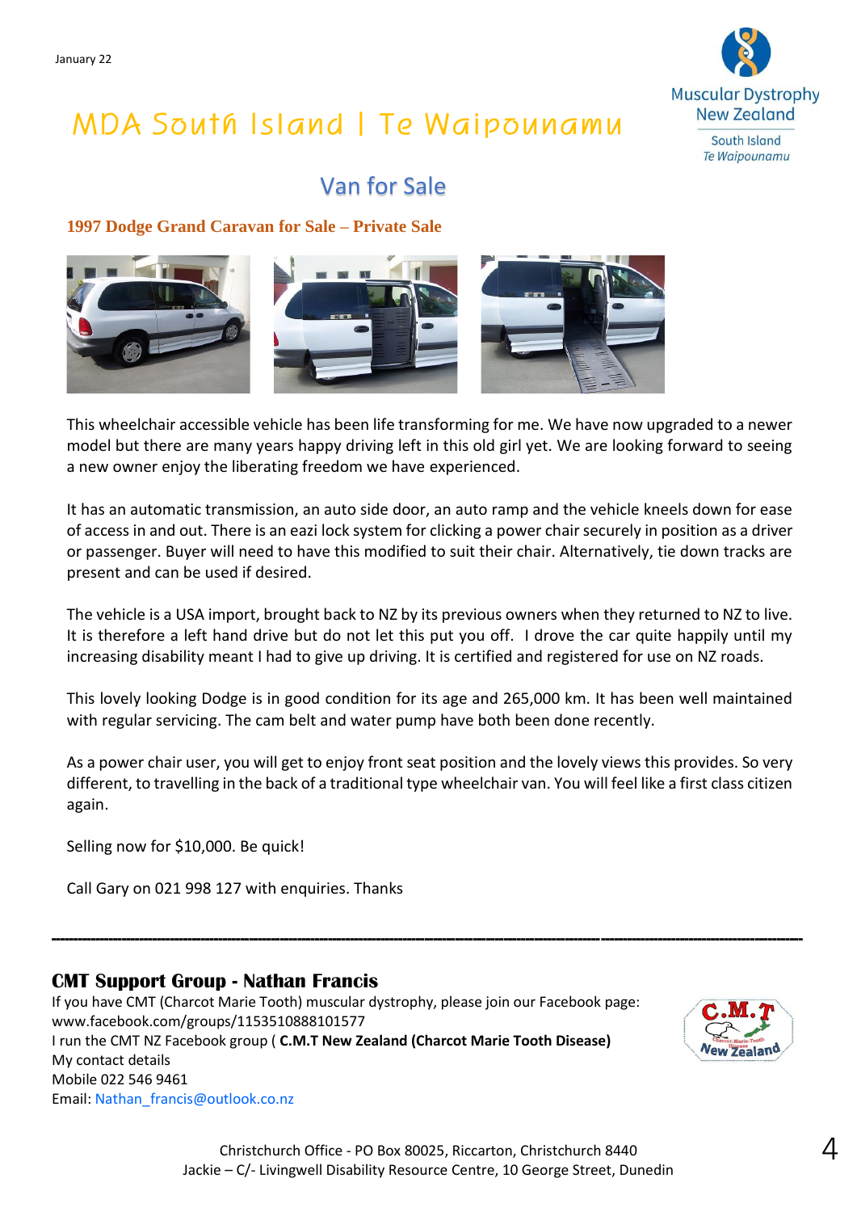January 22

# MDA South Island | Te Waipounamu

## Van for Sale

### 1997 Dodge Grand Caravan for Sale – Private Sale

This wheelchair accessible vehicle has been life transforming for me. We have now upgraded to a newer model but there are many years happy driving left in this old girl yet. We are looking forward to seeing a new owner enjoy the liberating freedom we have experienced.

It has an automatic transmission, an auto side door, an auto ramp and the vehicle kneels down for ease of access in and out. There is an eazi lock system for clicking a power chair securely in position as a driver or passenger. Buyer will need to have this modified to suit their chair. Alternatively, tie down tracks are present and can be used if desired.

The vehicle is a USA import, brought back to NZ by its previous owners when they returned to NZ to live. It is therefore a left hand drive but do not let this put you off. I drove the car quite happily until my increasing disability meant I had to give up driving. It is certified and registered for use on NZ roads.

This lovely looking Dodge is in good condition for its age and 265,000 km. It has been well maintained with regular servicing. The cam belt and water pump have both been done recently.

As a power chair user, you will get to enjoy front seat position and the lovely views this provides. So very different, to travelling in the back of a traditional type wheelchair van. You will feel like a first class citizen again.

Selling now for $10,000. Be quick!

Call Gary on 021 998 127 with enquiries. Thanks

---

### CMT Support Group - Nathan Francis

If you have CMT (Charcot Marie Tooth) muscular dystrophy, please join our Facebook page: www.facebook.com/groups/1153510888101577
I run the CMT NZ Facebook group ( **C.M.T New Zealand (Charcot Marie Tooth Disease)**
My contact details
Mobile 022 546 9461
Email: Nathan_francis@outlook.co.nz

Christchurch Office - PO Box 80025, Riccarton, Christchurch 8440
Jackie – C/- Livingwell Disability Resource Centre, 10 George Street, Dunedin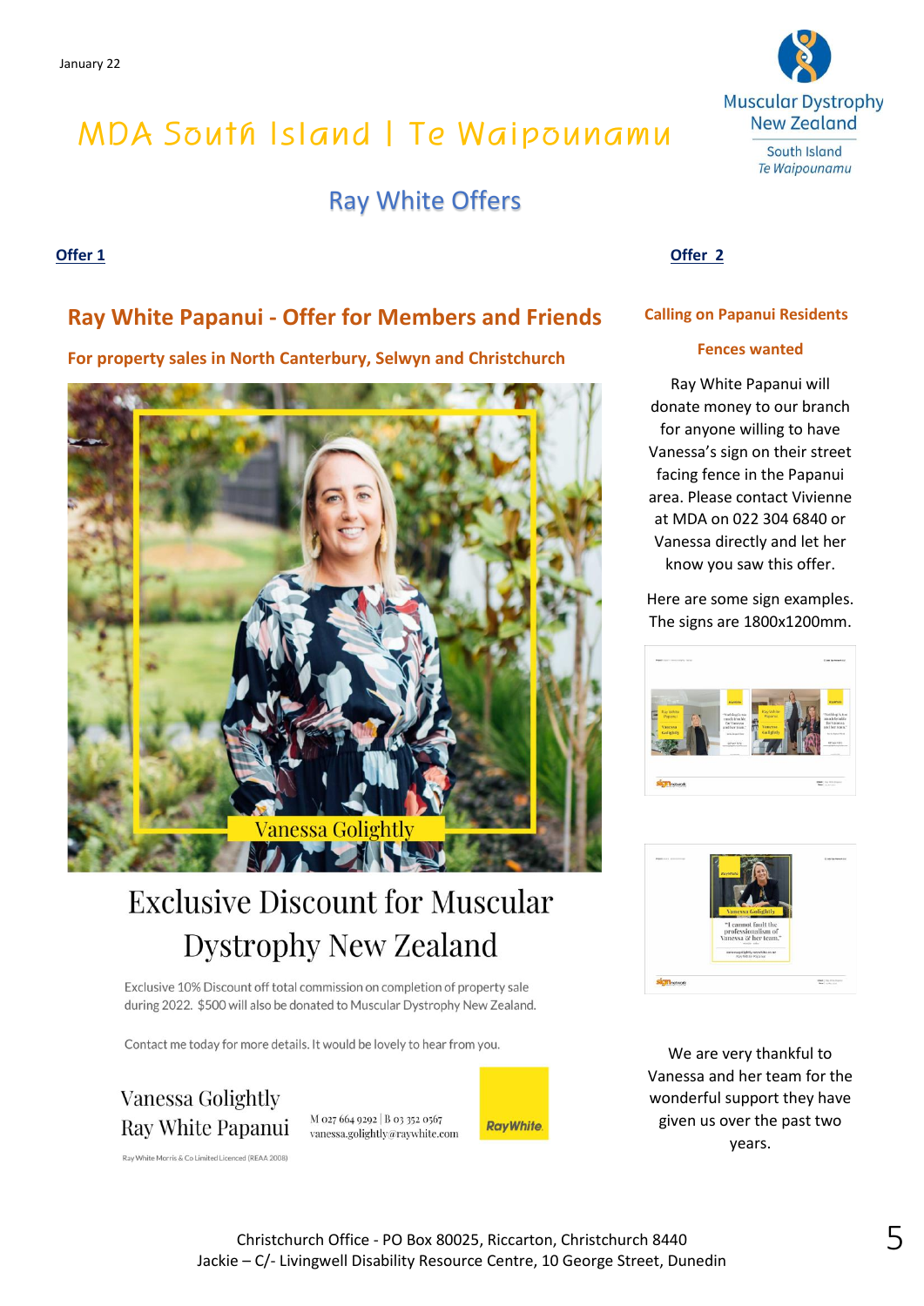January 22

# MDA South Island | Te Waipounamu

## Ray White Offers

**Offer 1**

### Ray White Papanui - Offer for Members and Friends

**For property sales in North Canterbury, Selwyn and Christchurch**

Vanessa Golightly

## Exclusive Discount for Muscular Dystrophy New Zealand

Exclusive 10% Discount off total commission on completion of property sale during 2022. $500 will also be donated to Muscular Dystrophy New Zealand.

Contact me today for more details. It would be lovely to hear from you.

Vanessa Golightly
Ray White Papanui

M 027 664 9292 | B 03 352 0567
vanessa.golightly@raywhite.com

Ray White

Ray White Morris & Co Limited Licenced (REAA 2008)

**Offer 2**

### Calling on Papanui Residents

**Fences wanted**

Ray White Papanui will donate money to our branch for anyone willing to have Vanessa's sign on their street facing fence in the Papanui area. Please contact Vivienne at MDA on 022 304 6840 or Vanessa directly and let her know you saw this offer.

Here are some sign examples. The signs are 1800x1200mm.

We are very thankful to Vanessa and her team for the wonderful support they have given us over the past two years.

Christchurch Office - PO Box 80025, Riccarton, Christchurch 8440
Jackie – C/- Livingwell Disability Resource Centre, 10 George Street, Dunedin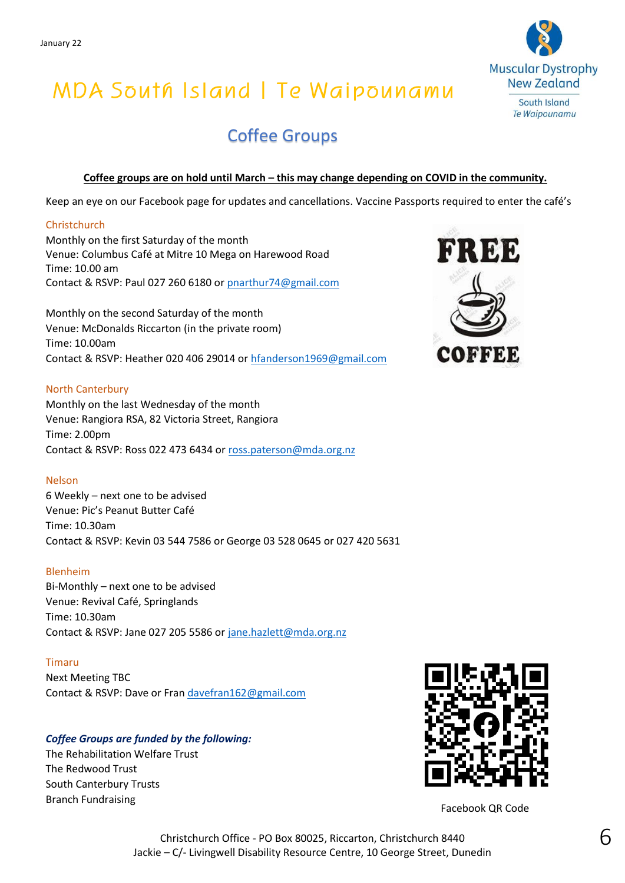# MDA South Island | Te Waipounamu

## Coffee Groups

**Coffee groups are on hold until March – this may change depending on COVID in the community.**

Keep an eye on our Facebook page for updates and cancellations. Vaccine Passports required to enter the café's

### Christchurch

Monthly on the first Saturday of the month
Venue: Columbus Café at Mitre 10 Mega on Harewood Road
Time: 10.00 am
Contact & RSVP: Paul 027 260 6180 or pnarthur74@gmail.com

Monthly on the second Saturday of the month
Venue: McDonalds Riccarton (in the private room)
Time: 10.00am
Contact & RSVP: Heather 020 406 29014 or hfanderson1969@gmail.com

### North Canterbury

Monthly on the last Wednesday of the month
Venue: Rangiora RSA, 82 Victoria Street, Rangiora
Time: 2.00pm
Contact & RSVP: Ross 022 473 6434 or ross.paterson@mda.org.nz

### Nelson

6 Weekly – next one to be advised
Venue: Pic's Peanut Butter Café
Time: 10.30am
Contact & RSVP: Kevin 03 544 7586 or George 03 528 0645 or 027 420 5631

### Blenheim

Bi-Monthly – next one to be advised
Venue: Revival Café, Springlands
Time: 10.30am
Contact & RSVP: Jane 027 205 5586 or jane.hazlett@mda.org.nz

### Timaru

Next Meeting TBC
Contact & RSVP: Dave or Fran davefran162@gmail.com

***Coffee Groups are funded by the following:***

The Rehabilitation Welfare Trust
The Redwood Trust
South Canterbury Trusts
Branch Fundraising

Facebook QR Code

Christchurch Office - PO Box 80025, Riccarton, Christchurch 8440
Jackie – C/- Livingwell Disability Resource Centre, 10 George Street, Dunedin